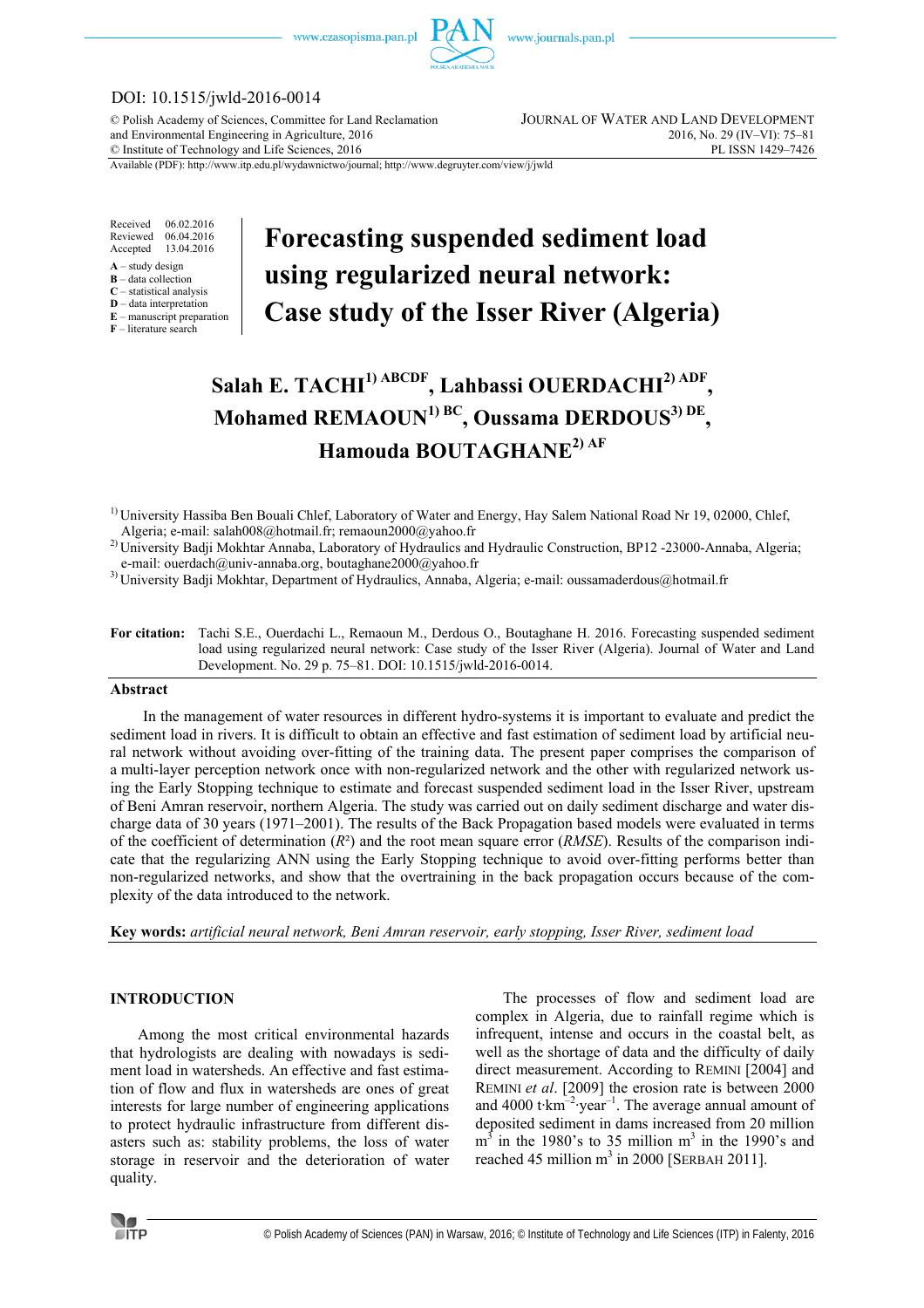DOI: 10.1515/jwld-2016-0014

© Polish Academy of Sciences, Committee for Land Reclamation and Environmental Engineering in Agriculture, 2016
© Institute of Technology and Life Sciences, 2016

JOURNAL OF WATER AND LAND DEVELOPMENT
2016, No. 29 (IV–VI): 75–81
PL ISSN 1429–7426

Available (PDF): http://www.itp.edu.pl/wydawnictwo/journal; http://www.degruyter.com/view/j/jwld

Received 06.02.2016
Reviewed 06.04.2016
Accepted 13.04.2016

**A** – study design
**B** – data collection
**C** – statistical analysis
**D** – data interpretation
**E** – manuscript preparation
**F** – literature search

# Forecasting suspended sediment load using regularized neural network: Case study of the Isser River (Algeria)

**Salah E. TACHI[1) ABCDF], Lahbassi OUERDACHI[2) ADF], Mohamed REMAOUN[1) BC], Oussama DERDOUS[3) DE], Hamouda BOUTAGHANE[2) AF]**

[1)] University Hassiba Ben Bouali Chlef, Laboratory of Water and Energy, Hay Salem National Road Nr 19, 02000, Chlef, Algeria; e-mail: salah008@hotmail.fr; remaoun2000@yahoo.fr

[2)] University Badji Mokhtar Annaba, Laboratory of Hydraulics and Hydraulic Construction, BP12 -23000-Annaba, Algeria; e-mail: ouerdach@univ-annaba.org, boutaghane2000@yahoo.fr

[3)] University Badji Mokhtar, Department of Hydraulics, Annaba, Algeria; e-mail: oussamaderdous@hotmail.fr

**For citation:** Tachi S.E., Ouerdachi L., Remaoun M., Derdous O., Boutaghane H. 2016. Forecasting suspended sediment load using regularized neural network: Case study of the Isser River (Algeria). Journal of Water and Land Development. No. 29 p. 75–81. DOI: 10.1515/jwld-2016-0014.

## Abstract

In the management of water resources in different hydro-systems it is important to evaluate and predict the sediment load in rivers. It is difficult to obtain an effective and fast estimation of sediment load by artificial neural network without avoiding over-fitting of the training data. The present paper comprises the comparison of a multi-layer perception network once with non-regularized network and the other with regularized network using the Early Stopping technique to estimate and forecast suspended sediment load in the Isser River, upstream of Beni Amran reservoir, northern Algeria. The study was carried out on daily sediment discharge and water discharge data of 30 years (1971–2001). The results of the Back Propagation based models were evaluated in terms of the coefficient of determination ($R^2$) and the root mean square error (*RMSE*). Results of the comparison indicate that the regularizing ANN using the Early Stopping technique to avoid over-fitting performs better than non-regularized networks, and show that the overtraining in the back propagation occurs because of the complexity of the data introduced to the network.

**Key words:** *artificial neural network, Beni Amran reservoir, early stopping, Isser River, sediment load*

## INTRODUCTION

Among the most critical environmental hazards that hydrologists are dealing with nowadays is sediment load in watersheds. An effective and fast estimation of flow and flux in watersheds are ones of great interests for large number of engineering applications to protect hydraulic infrastructure from different disasters such as: stability problems, the loss of water storage in reservoir and the deterioration of water quality.

The processes of flow and sediment load are complex in Algeria, due to rainfall regime which is infrequent, intense and occurs in the coastal belt, as well as the shortage of data and the difficulty of daily direct measurement. According to REMINI [2004] and REMINI *et al*. [2009] the erosion rate is between 2000 and 4000 $t \cdot km^{-2} \cdot year^{-1}$. The average annual amount of deposited sediment in dams increased from 20 million $m^3$ in the 1980's to 35 million $m^3$ in the 1990's and reached 45 million $m^3$ in 2000 [SERBAH 2011].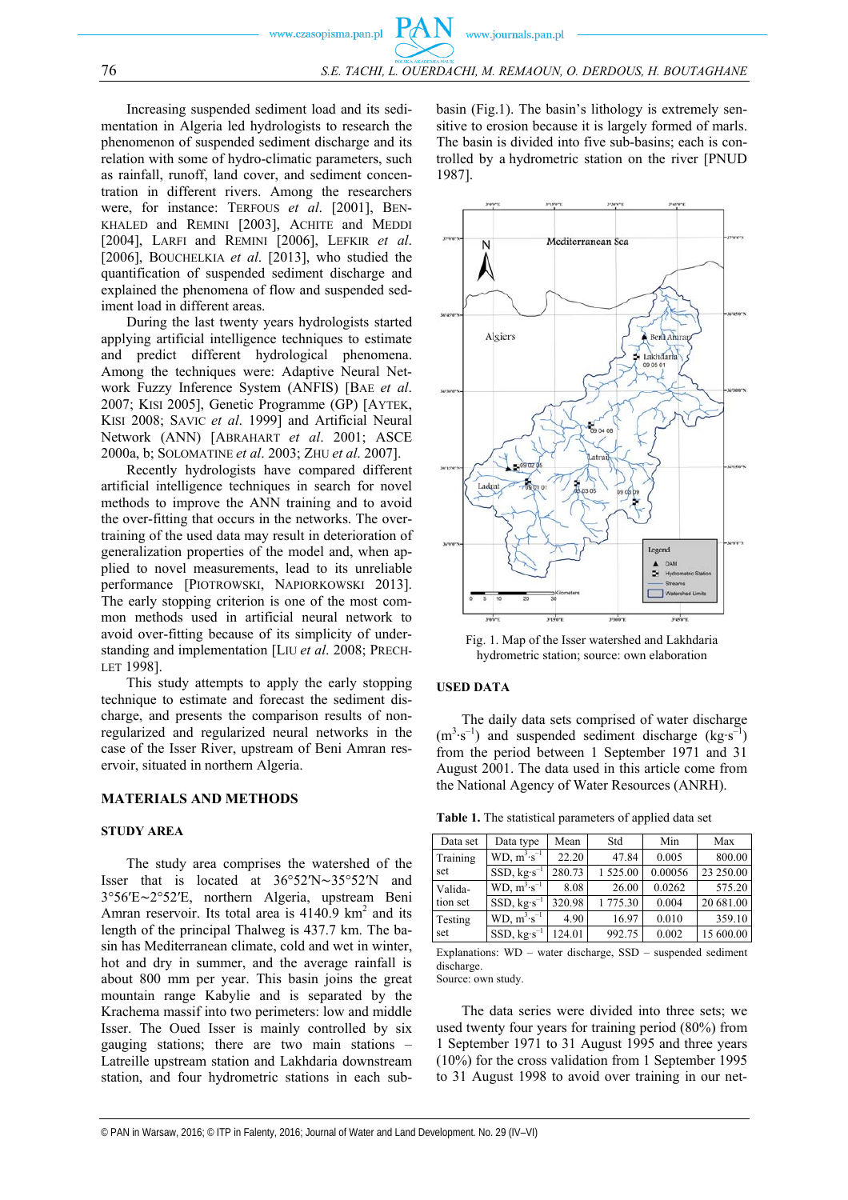Increasing suspended sediment load and its sedimentation in Algeria led hydrologists to research the phenomenon of suspended sediment discharge and its relation with some of hydro-climatic parameters, such as rainfall, runoff, land cover, and sediment concentration in different rivers. Among the researchers were, for instance: TERFOUS *et al*. [2001], BENKHALED and REMINI [2003], ACHITE and MEDDI [2004], LARFI and REMINI [2006], LEFKIR *et al*. [2006], BOUCHELKIA *et al*. [2013], who studied the quantification of suspended sediment discharge and explained the phenomena of flow and suspended sediment load in different areas.

During the last twenty years hydrologists started applying artificial intelligence techniques to estimate and predict different hydrological phenomena. Among the techniques were: Adaptive Neural Network Fuzzy Inference System (ANFIS) [BAE *et al*. 2007; KISI 2005], Genetic Programme (GP) [AYTEK, KISI 2008; SAVIC *et al*. 1999] and Artificial Neural Network (ANN) [ABRAHART *et al*. 2001; ASCE 2000a, b; SOLOMATINE *et al*. 2003; ZHU *et al*. 2007].

Recently hydrologists have compared different artificial intelligence techniques in search for novel methods to improve the ANN training and to avoid the over-fitting that occurs in the networks. The over-training of the used data may result in deterioration of generalization properties of the model and, when applied to novel measurements, lead to its unreliable performance [PIOTROWSKI, NAPIORKOWSKI 2013]. The early stopping criterion is one of the most common methods used in artificial neural network to avoid over-fitting because of its simplicity of understanding and implementation [LIU *et al*. 2008; PRECHLET 1998].

This study attempts to apply the early stopping technique to estimate and forecast the sediment discharge, and presents the comparison results of non-regularized and regularized neural networks in the case of the Isser River, upstream of Beni Amran reservoir, situated in northern Algeria.

## MATERIALS AND METHODS

### STUDY AREA

The study area comprises the watershed of the Isser that is located at 36°52′N~35°52′N and 3°56′E~2°52′E, northern Algeria, upstream Beni Amran reservoir. Its total area is 4140.9 km$^2$ and its length of the principal Thalweg is 437.7 km. The basin has Mediterranean climate, cold and wet in winter, hot and dry in summer, and the average rainfall is about 800 mm per year. This basin joins the great mountain range Kabylie and is separated by the Krachema massif into two perimeters: low and middle Isser. The Oued Isser is mainly controlled by six gauging stations; there are two main stations – Latreille upstream station and Lakhdaria downstream station, and four hydrometric stations in each sub-basin (Fig.1). The basin's lithology is extremely sensitive to erosion because it is largely formed of marls. The basin is divided into five sub-basins; each is controlled by a hydrometric station on the river [PNUD 1987].

Fig. 1. Map of the Isser watershed and Lakhdaria hydrometric station; source: own elaboration

### USED DATA

The daily data sets comprised of water discharge (m$^3$·s$^{-1}$) and suspended sediment discharge (kg·s$^{-1}$) from the period between 1 September 1971 and 31 August 2001. The data used in this article come from the National Agency of Water Resources (ANRH).

**Table 1.** The statistical parameters of applied data set

| Data set | Data type | Mean | Std | Min | Max |
|---|---|---|---|---|---|
| Training set | WD, m$^3$·s$^{-1}$ | 22.20 | 47.84 | 0.005 | 800.00 |
| | SSD, kg·s$^{-1}$ | 280.73 | 1 525.00 | 0.00056 | 23 250.00 |
| Validation set | WD, m$^3$·s$^{-1}$ | 8.08 | 26.00 | 0.0262 | 575.20 |
| | SSD, kg·s$^{-1}$ | 320.98 | 1 775.30 | 0.004 | 20 681.00 |
| Testing set | WD, m$^3$·s$^{-1}$ | 4.90 | 16.97 | 0.010 | 359.10 |
| | SSD, kg·s$^{-1}$ | 124.01 | 992.75 | 0.002 | 15 600.00 |

Explanations: WD – water discharge, SSD – suspended sediment discharge.
Source: own study.

The data series were divided into three sets; we used twenty four years for training period (80%) from 1 September 1971 to 31 August 1995 and three years (10%) for the cross validation from 1 September 1995 to 31 August 1998 to avoid over training in our net-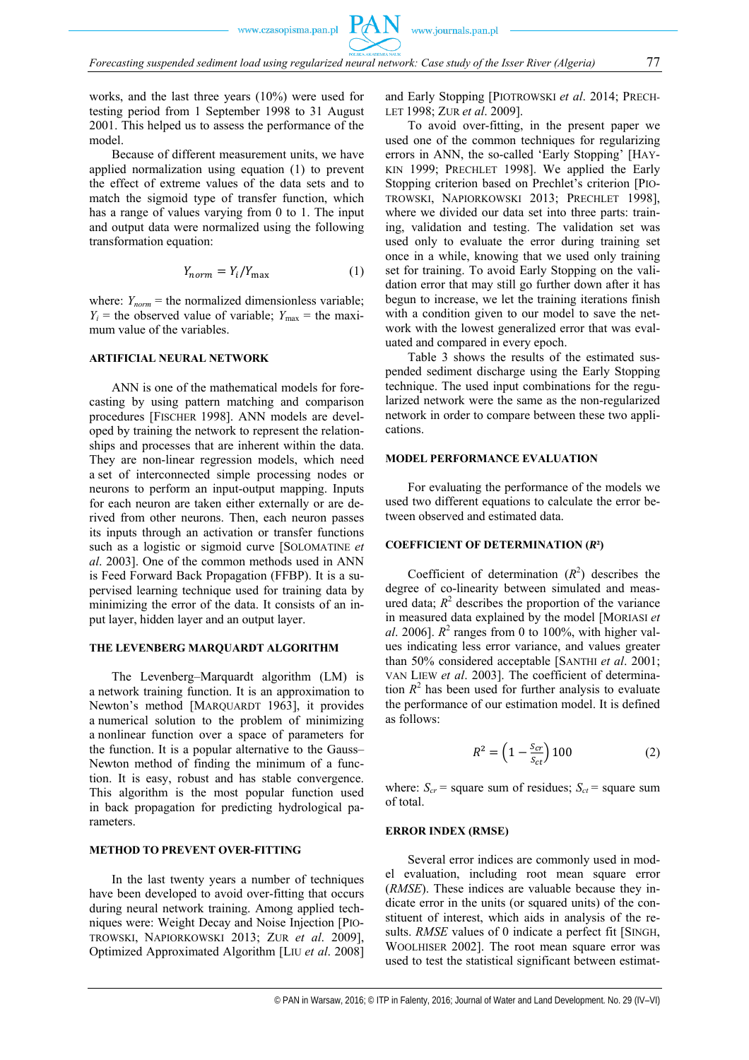works, and the last three years (10%) were used for testing period from 1 September 1998 to 31 August 2001. This helped us to assess the performance of the model.

Because of different measurement units, we have applied normalization using equation (1) to prevent the effect of extreme values of the data sets and to match the sigmoid type of transfer function, which has a range of values varying from 0 to 1. The input and output data were normalized using the following transformation equation:

$$Y_{norm} = Y_i / Y_{\max} \tag{1}$$

where: $Y_{norm}$ = the normalized dimensionless variable; $Y_i$ = the observed value of variable; $Y_{\max}$ = the maximum value of the variables.

## ARTIFICIAL NEURAL NETWORK

ANN is one of the mathematical models for forecasting by using pattern matching and comparison procedures [FISCHER 1998]. ANN models are developed by training the network to represent the relationships and processes that are inherent within the data. They are non-linear regression models, which need a set of interconnected simple processing nodes or neurons to perform an input-output mapping. Inputs for each neuron are taken either externally or are derived from other neurons. Then, each neuron passes its inputs through an activation or transfer functions such as a logistic or sigmoid curve [SOLOMATINE *et al.* 2003]. One of the common methods used in ANN is Feed Forward Back Propagation (FFBP). It is a supervised learning technique used for training data by minimizing the error of the data. It consists of an input layer, hidden layer and an output layer.

## THE LEVENBERG MARQUARDT ALGORITHM

The Levenberg–Marquardt algorithm (LM) is a network training function. It is an approximation to Newton's method [MARQUARDT 1963], it provides a numerical solution to the problem of minimizing a nonlinear function over a space of parameters for the function. It is a popular alternative to the Gauss–Newton method of finding the minimum of a function. It is easy, robust and has stable convergence. This algorithm is the most popular function used in back propagation for predicting hydrological parameters.

## METHOD TO PREVENT OVER-FITTING

In the last twenty years a number of techniques have been developed to avoid over-fitting that occurs during neural network training. Among applied techniques were: Weight Decay and Noise Injection [PIOTROWSKI, NAPIORKOWSKI 2013; ZUR *et al.* 2009], Optimized Approximated Algorithm [LIU *et al.* 2008] and Early Stopping [PIOTROWSKI *et al.* 2014; PRECHLET 1998; ZUR *et al.* 2009].

To avoid over-fitting, in the present paper we used one of the common techniques for regularizing errors in ANN, the so-called 'Early Stopping' [HAYKIN 1999; PRECHLET 1998]. We applied the Early Stopping criterion based on Prechlet's criterion [PIOTROWSKI, NAPIORKOWSKI 2013; PRECHLET 1998], where we divided our data set into three parts: training, validation and testing. The validation set was used only to evaluate the error during training set once in a while, knowing that we used only training set for training. To avoid Early Stopping on the validation error that may still go further down after it has begun to increase, we let the training iterations finish with a condition given to our model to save the network with the lowest generalized error that was evaluated and compared in every epoch.

Table 3 shows the results of the estimated suspended sediment discharge using the Early Stopping technique. The used input combinations for the regularized network were the same as the non-regularized network in order to compare between these two applications.

## MODEL PERFORMANCE EVALUATION

For evaluating the performance of the models we used two different equations to calculate the error between observed and estimated data.

## COEFFICIENT OF DETERMINATION ($R^2$)

Coefficient of determination ($R^2$) describes the degree of co-linearity between simulated and measured data; $R^2$ describes the proportion of the variance in measured data explained by the model [MORIASI *et al.* 2006]. $R^2$ ranges from 0 to 100%, with higher values indicating less error variance, and values greater than 50% considered acceptable [SANTHI *et al.* 2001; VAN LIEW *et al.* 2003]. The coefficient of determination $R^2$ has been used for further analysis to evaluate the performance of our estimation model. It is defined as follows:

$$R^2 = \left(1 - \frac{S_{cr}}{S_{ct}}\right) 100 \tag{2}$$

where: $S_{cr}$ = square sum of residues; $S_{ct}$ = square sum of total.

## ERROR INDEX (RMSE)

Several error indices are commonly used in model evaluation, including root mean square error (*RMSE*). These indices are valuable because they indicate error in the units (or squared units) of the constituent of interest, which aids in analysis of the results. *RMSE* values of 0 indicate a perfect fit [SINGH, WOOLHISER 2002]. The root mean square error was used to test the statistical significant between estimat-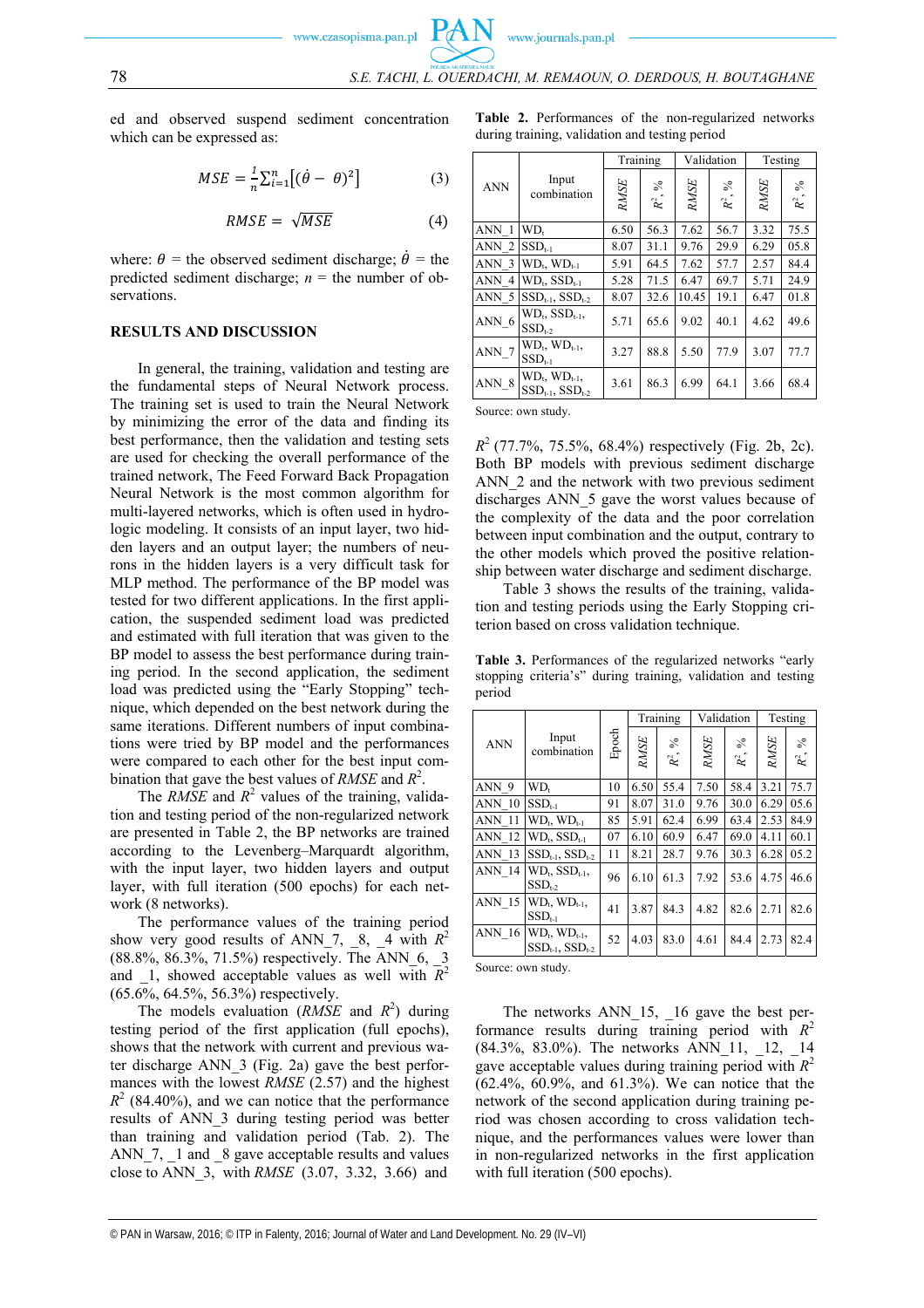ed and observed suspend sediment concentration which can be expressed as:

$$MSE = \frac{1}{n}\sum_{i=1}^{n}\left[(\dot{\theta} - \theta)^2\right] \quad (3)$$

$$RMSE = \sqrt{MSE} \quad (4)$$

where: $\theta$ = the observed sediment discharge; $\dot{\theta}$ = the predicted sediment discharge; $n$ = the number of observations.

## RESULTS AND DISCUSSION

In general, the training, validation and testing are the fundamental steps of Neural Network process. The training set is used to train the Neural Network by minimizing the error of the data and finding its best performance, then the validation and testing sets are used for checking the overall performance of the trained network, The Feed Forward Back Propagation Neural Network is the most common algorithm for multi-layered networks, which is often used in hydrologic modeling. It consists of an input layer, two hidden layers and an output layer; the numbers of neurons in the hidden layers is a very difficult task for MLP method. The performance of the BP model was tested for two different applications. In the first application, the suspended sediment load was predicted and estimated with full iteration that was given to the BP model to assess the best performance during training period. In the second application, the sediment load was predicted using the "Early Stopping" technique, which depended on the best network during the same iterations. Different numbers of input combinations were tried by BP model and the performances were compared to each other for the best input combination that gave the best values of *RMSE* and $R^2$.

The *RMSE* and $R^2$ values of the training, validation and testing period of the non-regularized network are presented in Table 2, the BP networks are trained according to the Levenberg–Marquardt algorithm, with the input layer, two hidden layers and output layer, with full iteration (500 epochs) for each network (8 networks).

The performance values of the training period show very good results of ANN_7, _8, _4 with $R^2$ (88.8%, 86.3%, 71.5%) respectively. The ANN_6, _3 and _1, showed acceptable values as well with $R^2$ (65.6%, 64.5%, 56.3%) respectively.

The models evaluation (*RMSE* and $R^2$) during testing period of the first application (full epochs), shows that the network with current and previous water discharge ANN_3 (Fig. 2a) gave the best performances with the lowest *RMSE* (2.57) and the highest $R^2$ (84.40%), and we can notice that the performance results of ANN_3 during testing period was better than training and validation period (Tab. 2). The ANN_7, _1 and _8 gave acceptable results and values close to ANN_3, with *RMSE* (3.07, 3.32, 3.66) and $R^2$ (77.7%, 75.5%, 68.4%) respectively (Fig. 2b, 2c). Both BP models with previous sediment discharge ANN_2 and the network with two previous sediment discharges ANN_5 gave the worst values because of the complexity of the data and the poor correlation between input combination and the output, contrary to the other models which proved the positive relationship between water discharge and sediment discharge.

**Table 2.** Performances of the non-regularized networks during training, validation and testing period

| ANN | Input combination | Training | | Validation | | Testing | |
|---|---|---|---|---|---|---|---|
| | | *RMSE* | $R^2$, % | *RMSE* | $R^2$, % | *RMSE* | $R^2$, % |
| ANN_1 | $WD_t$ | 6.50 | 56.3 | 7.62 | 56.7 | 3.32 | 75.5 |
| ANN_2 | $SSD_{t-1}$ | 8.07 | 31.1 | 9.76 | 29.9 | 6.29 | 05.8 |
| ANN_3 | $WD_t$, $WD_{t-1}$ | 5.91 | 64.5 | 7.62 | 57.7 | 2.57 | 84.4 |
| ANN_4 | $WD_t$, $SSD_{t-1}$ | 5.28 | 71.5 | 6.47 | 69.7 | 5.71 | 24.9 |
| ANN_5 | $SSD_{t-1}$, $SSD_{t-2}$ | 8.07 | 32.6 | 10.45 | 19.1 | 6.47 | 01.8 |
| ANN_6 | $WD_t$, $SSD_{t-1}$, $SSD_{t-2}$ | 5.71 | 65.6 | 9.02 | 40.1 | 4.62 | 49.6 |
| ANN_7 | $WD_t$, $WD_{t-1}$, $SSD_{t-1}$ | 3.27 | 88.8 | 5.50 | 77.9 | 3.07 | 77.7 |
| ANN_8 | $WD_t$, $WD_{t-1}$, $SSD_{t-1}$, $SSD_{t-2}$ | 3.61 | 86.3 | 6.99 | 64.1 | 3.66 | 68.4 |

Source: own study.

Table 3 shows the results of the training, validation and testing periods using the Early Stopping criterion based on cross validation technique.

**Table 3.** Performances of the regularized networks "early stopping criteria's" during training, validation and testing period

| ANN | Input combination | Epoch | Training | | Validation | | Testing | |
|---|---|---|---|---|---|---|---|---|
| | | | *RMSE* | $R^2$, % | *RMSE* | $R^2$, % | *RMSE* | $R^2$, % |
| ANN_9 | $WD_t$ | 10 | 6.50 | 55.4 | 7.50 | 58.4 | 3.21 | 75.7 |
| ANN_10 | $SSD_{t-1}$ | 91 | 8.07 | 31.0 | 9.76 | 30.0 | 6.29 | 05.6 |
| ANN_11 | $WD_t$, $WD_{t-1}$ | 85 | 5.91 | 62.4 | 6.99 | 63.4 | 2.53 | 84.9 |
| ANN_12 | $WD_t$, $SSD_{t-1}$ | 07 | 6.10 | 60.9 | 6.47 | 69.0 | 4.11 | 60.1 |
| ANN_13 | $SSD_{t-1}$, $SSD_{t-2}$ | 11 | 8.21 | 28.7 | 9.76 | 30.3 | 6.28 | 05.2 |
| ANN_14 | $WD_t$, $SSD_{t-1}$, $SSD_{t-2}$ | 96 | 6.10 | 61.3 | 7.92 | 53.6 | 4.75 | 46.6 |
| ANN_15 | $WD_t$, $WD_{t-1}$, $SSD_{t-1}$ | 41 | 3.87 | 84.3 | 4.82 | 82.6 | 2.71 | 82.6 |
| ANN_16 | $WD_t$, $WD_{t-1}$, $SSD_{t-1}$, $SSD_{t-2}$ | 52 | 4.03 | 83.0 | 4.61 | 84.4 | 2.73 | 82.4 |

Source: own study.

The networks ANN_15, _16 gave the best performance results during training period with $R^2$ (84.3%, 83.0%). The networks ANN_11, _12, _14 gave acceptable values during training period with $R^2$ (62.4%, 60.9%, and 61.3%). We can notice that the network of the second application during training period was chosen according to cross validation technique, and the performances values were lower than in non-regularized networks in the first application with full iteration (500 epochs).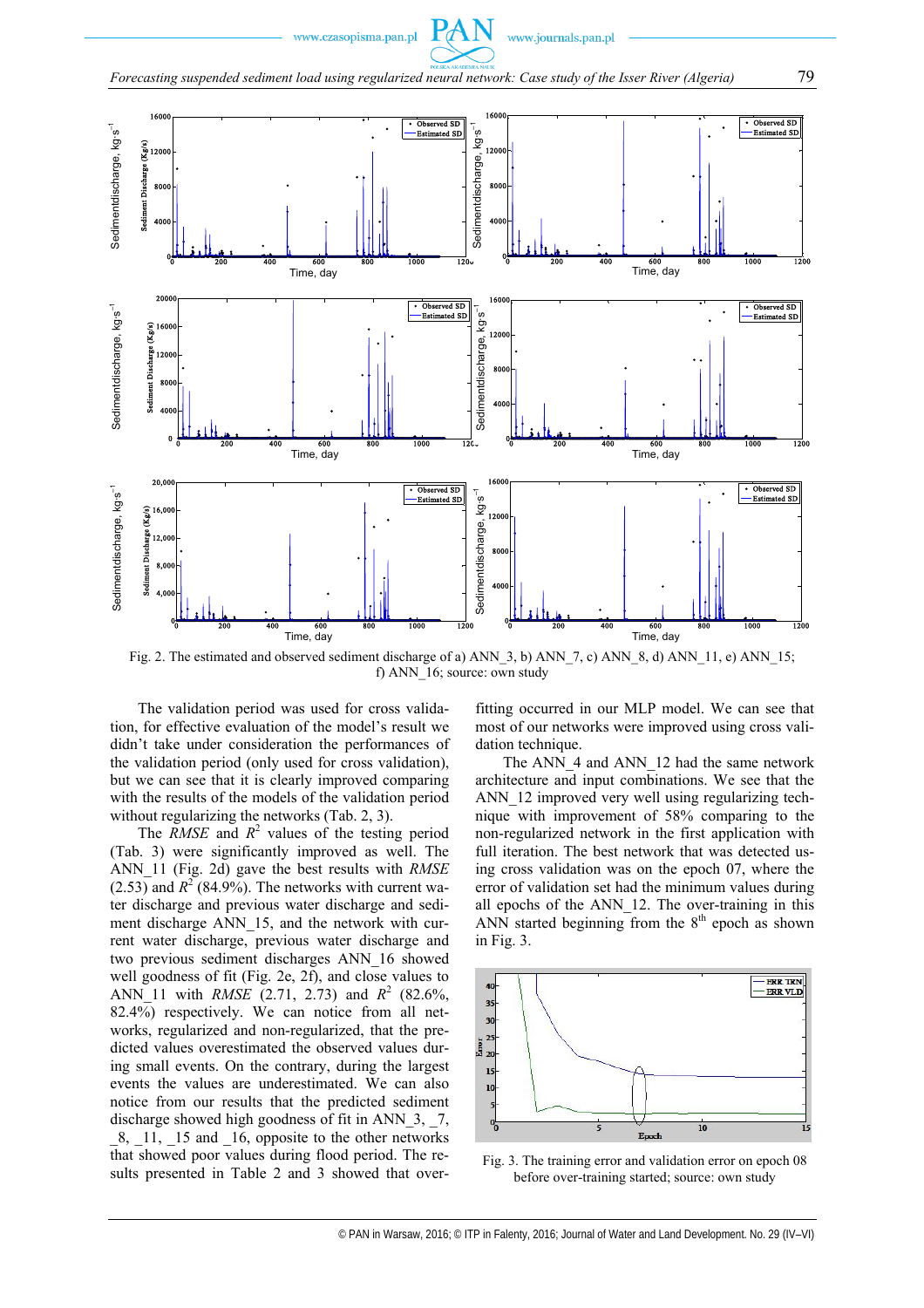Sedimentdischarge, kg·s⁻¹
Sediment Discharge (Kg/s)
16000
12000
8000
4000
0
0 200 400 600 800 1000 1200
Time, day
• Observed SD
— Estimated SD

Sedimentdischarge, kg·s⁻¹
16000
12000
8000
4000
0
0 200 400 600 800 1000 1200
Time, day
• Observed SD
— Estimated SD

Sedimentdischarge, kg·s⁻¹
Sediment Discharge (Kg/s)
20000
16000
12000
8000
4000
0
0 200 400 600 800 1000 1200
Time, day
• Observed SD
— Estimated SD

Sedimentdischarge, kg·s⁻¹
16000
12000
8000
4000
0
0 200 400 600 800 1000 1200
Time, day
• Observed SD
— Estimated SD

Sedimentdischarge, kg·s⁻¹
Sediment Discharge (Kg/s)
20,000
16,000
12,000
8,000
4,000
0
0 200 400 600 800 1000 1200
Time, day
• Observed SD
— Estimated SD

Sedimentdischarge, kg·s⁻¹
16000
12000
8000
4000
0
0 200 400 600 800 1000 1200
Time, day
• Observed SD
— Estimated SD

Fig. 2. The estimated and observed sediment discharge of a) ANN_3, b) ANN_7, c) ANN_8, d) ANN_11, e) ANN_15; f) ANN_16; source: own study

The validation period was used for cross validation, for effective evaluation of the model's result we didn't take under consideration the performances of the validation period (only used for cross validation), but we can see that it is clearly improved comparing with the results of the models of the validation period without regularizing the networks (Tab. 2, 3).

The *RMSE* and $R^2$ values of the testing period (Tab. 3) were significantly improved as well. The ANN_11 (Fig. 2d) gave the best results with *RMSE* (2.53) and $R^2$ (84.9%). The networks with current water discharge and previous water discharge and sediment discharge ANN_15, and the network with current water discharge, previous water discharge and two previous sediment discharges ANN_16 showed well goodness of fit (Fig. 2e, 2f), and close values to ANN_11 with *RMSE* (2.71, 2.73) and $R^2$ (82.6%, 82.4%) respectively. We can notice from all networks, regularized and non-regularized, that the predicted values overestimated the observed values during small events. On the contrary, during the largest events the values are underestimated. We can also notice from our results that the predicted sediment discharge showed high goodness of fit in ANN_3, _7, _8, _11, _15 and _16, opposite to the other networks that showed poor values during flood period. The results presented in Table 2 and 3 showed that over-fitting occurred in our MLP model. We can see that most of our networks were improved using cross validation technique.

The ANN_4 and ANN_12 had the same network architecture and input combinations. We see that the ANN_12 improved very well using regularizing technique with improvement of 58% comparing to the non-regularized network in the first application with full iteration. The best network that was detected using cross validation was on the epoch 07, where the error of validation set had the minimum values during all epochs of the ANN_12. The over-training in this ANN started beginning from the 8[th] epoch as shown in Fig. 3.

ERR TRN
ERR VLD
Error
40
35
30
25
20
15
10
5
0
0 5 10 15
Epoch

Fig. 3. The training error and validation error on epoch 08 before over-training started; source: own study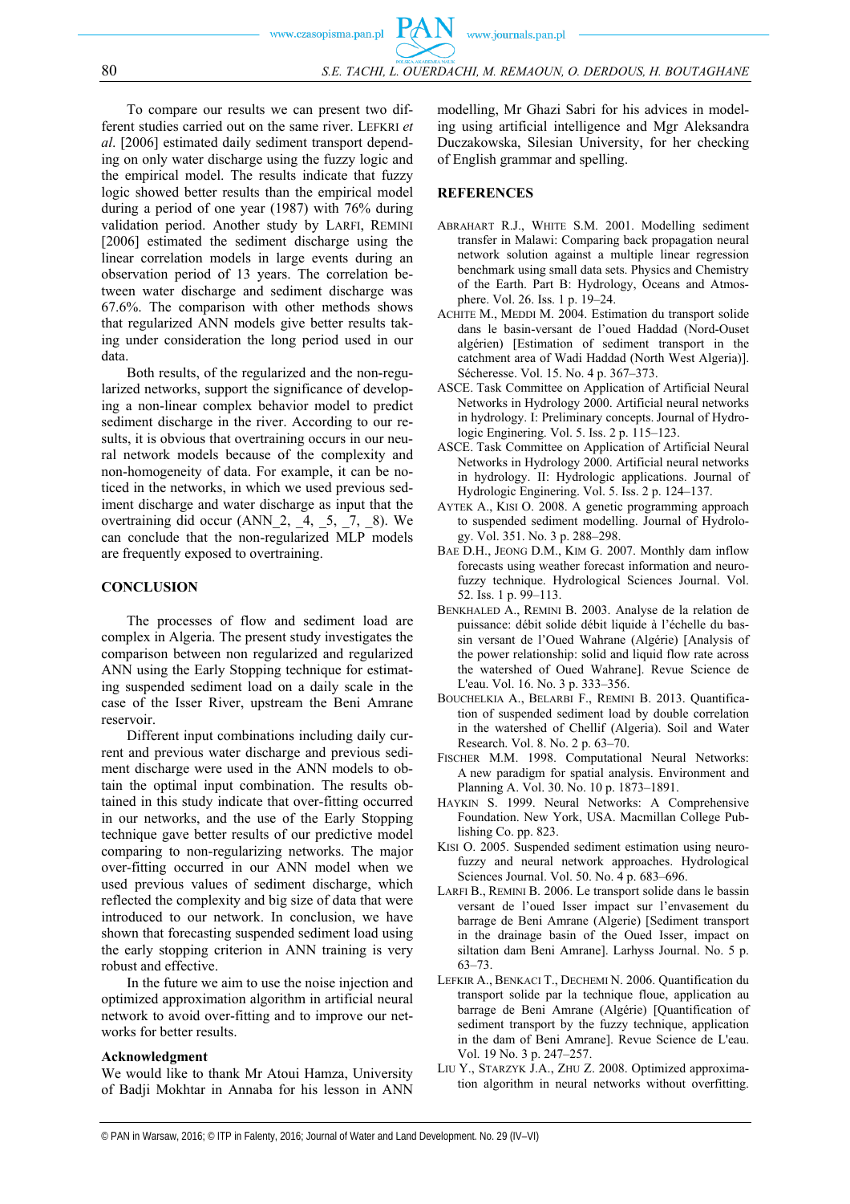To compare our results we can present two different studies carried out on the same river. LEFKRI *et al*. [2006] estimated daily sediment transport depending on only water discharge using the fuzzy logic and the empirical model. The results indicate that fuzzy logic showed better results than the empirical model during a period of one year (1987) with 76% during validation period. Another study by LARFI, REMINI [2006] estimated the sediment discharge using the linear correlation models in large events during an observation period of 13 years. The correlation between water discharge and sediment discharge was 67.6%. The comparison with other methods shows that regularized ANN models give better results taking under consideration the long period used in our data.

Both results, of the regularized and the non-regularized networks, support the significance of developing a non-linear complex behavior model to predict sediment discharge in the river. According to our results, it is obvious that overtraining occurs in our neural network models because of the complexity and non-homogeneity of data. For example, it can be noticed in the networks, in which we used previous sediment discharge and water discharge as input that the overtraining did occur (ANN_2, _4, _5, _7, _8). We can conclude that the non-regularized MLP models are frequently exposed to overtraining.

## CONCLUSION

The processes of flow and sediment load are complex in Algeria. The present study investigates the comparison between non regularized and regularized ANN using the Early Stopping technique for estimating suspended sediment load on a daily scale in the case of the Isser River, upstream the Beni Amrane reservoir.

Different input combinations including daily current and previous water discharge and previous sediment discharge were used in the ANN models to obtain the optimal input combination. The results obtained in this study indicate that over-fitting occurred in our networks, and the use of the Early Stopping technique gave better results of our predictive model comparing to non-regularizing networks. The major over-fitting occurred in our ANN model when we used previous values of sediment discharge, which reflected the complexity and big size of data that were introduced to our network. In conclusion, we have shown that forecasting suspended sediment load using the early stopping criterion in ANN training is very robust and effective.

In the future we aim to use the noise injection and optimized approximation algorithm in artificial neural network to avoid over-fitting and to improve our networks for better results.

### Acknowledgment

We would like to thank Mr Atoui Hamza, University of Badji Mokhtar in Annaba for his lesson in ANN modelling, Mr Ghazi Sabri for his advices in modelling using artificial intelligence and Mgr Aleksandra Duczakowska, Silesian University, for her checking of English grammar and spelling.

## REFERENCES

ABRAHART R.J., WHITE S.M. 2001. Modelling sediment transfer in Malawi: Comparing back propagation neural network solution against a multiple linear regression benchmark using small data sets. Physics and Chemistry of the Earth. Part B: Hydrology, Oceans and Atmosphere. Vol. 26. Iss. 1 p. 19–24.

ACHITE M., MEDDI M. 2004. Estimation du transport solide dans le basin-versant de l'oued Haddad (Nord-Ouset algérien) [Estimation of sediment transport in the catchment area of Wadi Haddad (North West Algeria)]. Sécheresse. Vol. 15. No. 4 p. 367–373.

ASCE. Task Committee on Application of Artificial Neural Networks in Hydrology 2000. Artificial neural networks in hydrology. I: Preliminary concepts. Journal of Hydrologic Enginering. Vol. 5. Iss. 2 p. 115–123.

ASCE. Task Committee on Application of Artificial Neural Networks in Hydrology 2000. Artificial neural networks in hydrology. II: Hydrologic applications. Journal of Hydrologic Enginering. Vol. 5. Iss. 2 p. 124–137.

AYTEK A., KISI O. 2008. A genetic programming approach to suspended sediment modelling. Journal of Hydrology. Vol. 351. No. 3 p. 288–298.

BAE D.H., JEONG D.M., KIM G. 2007. Monthly dam inflow forecasts using weather forecast information and neuro-fuzzy technique. Hydrological Sciences Journal. Vol. 52. Iss. 1 p. 99–113.

BENKHALED A., REMINI B. 2003. Analyse de la relation de puissance: débit solide débit liquide à l'échelle du bassin versant de l'Oued Wahrane (Algérie) [Analysis of the power relationship: solid and liquid flow rate across the watershed of Oued Wahrane]. Revue Science de L'eau. Vol. 16. No. 3 p. 333–356.

BOUCHELKIA A., BELARBI F., REMINI B. 2013. Quantification of suspended sediment load by double correlation in the watershed of Chellif (Algeria). Soil and Water Research. Vol. 8. No. 2 p. 63–70.

FISCHER M.M. 1998. Computational Neural Networks: A new paradigm for spatial analysis. Environment and Planning A. Vol. 30. No. 10 p. 1873–1891.

HAYKIN S. 1999. Neural Networks: A Comprehensive Foundation. New York, USA. Macmillan College Publishing Co. pp. 823.

KISI O. 2005. Suspended sediment estimation using neuro-fuzzy and neural network approaches. Hydrological Sciences Journal. Vol. 50. No. 4 p. 683–696.

LARFI B., REMINI B. 2006. Le transport solide dans le bassin versant de l'oued Isser impact sur l'envasement du barrage de Beni Amrane (Algerie) [Sediment transport in the drainage basin of the Oued Isser, impact on siltation dam Beni Amrane]. Larhyss Journal. No. 5 p. 63–73.

LEFKIR A., BENKACI T., DECHEMI N. 2006. Quantification du transport solide par la technique floue, application au barrage de Beni Amrane (Algérie) [Quantification of sediment transport by the fuzzy technique, application in the dam of Beni Amrane]. Revue Science de L'eau. Vol. 19 No. 3 p. 247–257.

LIU Y., STARZYK J.A., ZHU Z. 2008. Optimized approximation algorithm in neural networks without overfitting.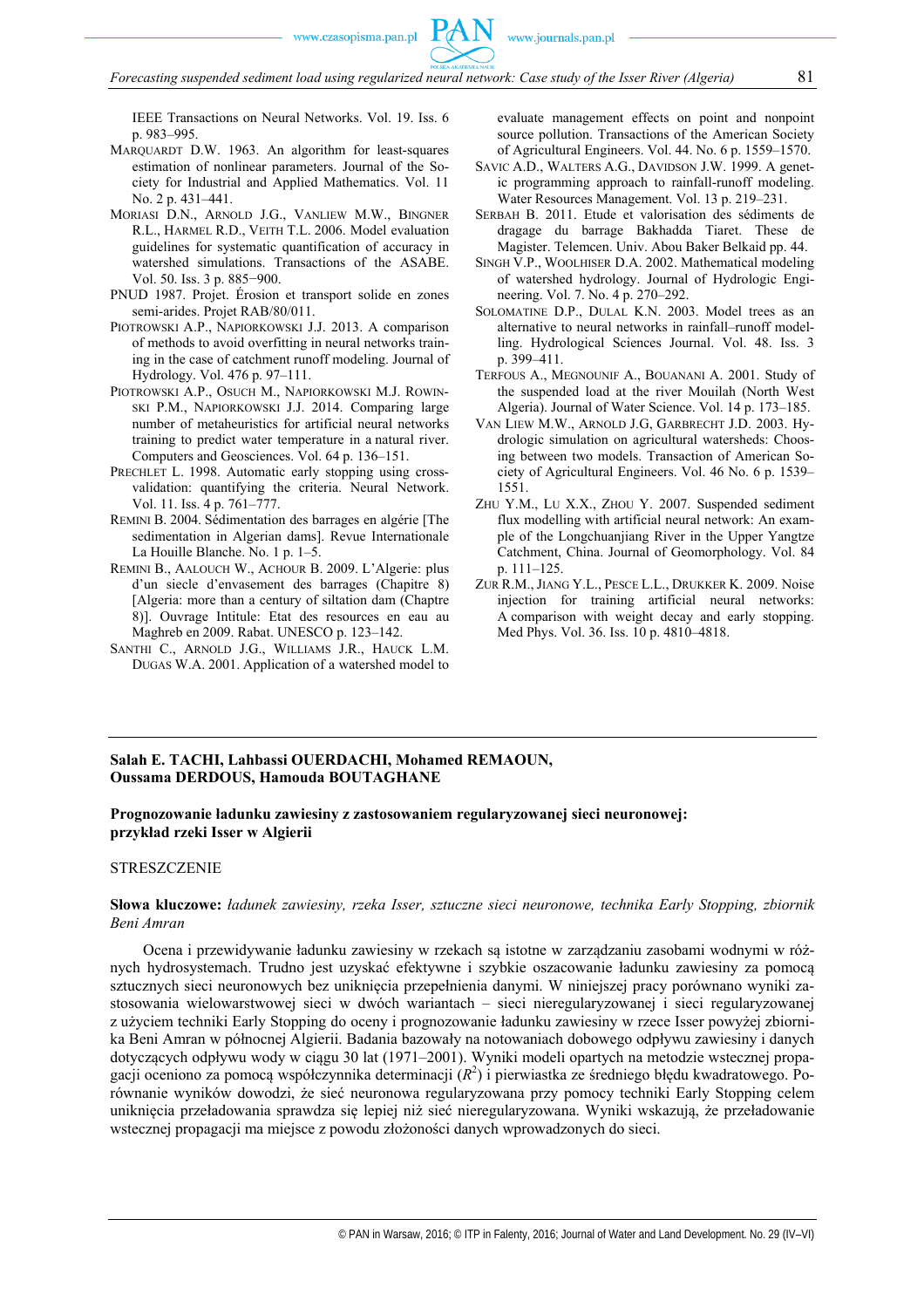IEEE Transactions on Neural Networks. Vol. 19. Iss. 6 p. 983–995.

MARQUARDT D.W. 1963. An algorithm for least-squares estimation of nonlinear parameters. Journal of the Society for Industrial and Applied Mathematics. Vol. 11 No. 2 p. 431–441.

MORIASI D.N., ARNOLD J.G., VANLIEW M.W., BINGNER R.L., HARMEL R.D., VEITH T.L. 2006. Model evaluation guidelines for systematic quantification of accuracy in watershed simulations. Transactions of the ASABE. Vol. 50. Iss. 3 p. 885−900.

PNUD 1987. Projet. Érosion et transport solide en zones semi-arides. Projet RAB/80/011.

PIOTROWSKI A.P., NAPIORKOWSKI J.J. 2013. A comparison of methods to avoid overfitting in neural networks training in the case of catchment runoff modeling. Journal of Hydrology. Vol. 476 p. 97–111.

PIOTROWSKI A.P., OSUCH M., NAPIORKOWSKI M.J. ROWINSKI P.M., NAPIORKOWSKI J.J. 2014. Comparing large number of metaheuristics for artificial neural networks training to predict water temperature in a natural river. Computers and Geosciences. Vol. 64 p. 136–151.

PRECHLET L. 1998. Automatic early stopping using cross-validation: quantifying the criteria. Neural Network. Vol. 11. Iss. 4 p. 761–777.

REMINI B. 2004. Sédimentation des barrages en algérie [The sedimentation in Algerian dams]. Revue Internationale La Houille Blanche. No. 1 p. 1–5.

REMINI B., AALOUCH W., ACHOUR B. 2009. L'Algerie: plus d'un siecle d'envasement des barrages (Chapitre 8) [Algeria: more than a century of siltation dam (Chaptre 8)]. Ouvrage Intitule: Etat des resources en eau au Maghreb en 2009. Rabat. UNESCO p. 123–142.

SANTHI C., ARNOLD J.G., WILLIAMS J.R., HAUCK L.M. DUGAS W.A. 2001. Application of a watershed model to evaluate management effects on point and nonpoint source pollution. Transactions of the American Society of Agricultural Engineers. Vol. 44. No. 6 p. 1559–1570.

SAVIC A.D., WALTERS A.G., DAVIDSON J.W. 1999. A genetic programming approach to rainfall-runoff modeling. Water Resources Management. Vol. 13 p. 219–231.

SERBAH B. 2011. Etude et valorisation des sédiments de dragage du barrage Bakhadda Tiaret. These de Magister. Telemcen. Univ. Abou Baker Belkaid pp. 44.

SINGH V.P., WOOLHISER D.A. 2002. Mathematical modeling of watershed hydrology. Journal of Hydrologic Engineering. Vol. 7. No. 4 p. 270–292.

SOLOMATINE D.P., DULAL K.N. 2003. Model trees as an alternative to neural networks in rainfall–runoff modelling. Hydrological Sciences Journal. Vol. 48. Iss. 3 p. 399–411.

TERFOUS A., MEGNOUNIF A., BOUANANI A. 2001. Study of the suspended load at the river Mouilah (North West Algeria). Journal of Water Science. Vol. 14 p. 173–185.

VAN LIEW M.W., ARNOLD J.G, GARBRECHT J.D. 2003. Hydrologic simulation on agricultural watersheds: Choosing between two models. Transaction of American Society of Agricultural Engineers. Vol. 46 No. 6 p. 1539–1551.

ZHU Y.M., LU X.X., ZHOU Y. 2007. Suspended sediment flux modelling with artificial neural network: An example of the Longchuanjiang River in the Upper Yangtze Catchment, China. Journal of Geomorphology. Vol. 84 p. 111–125.

ZUR R.M., JIANG Y.L., PESCE L.L., DRUKKER K. 2009. Noise injection for training artificial neural networks: A comparison with weight decay and early stopping. Med Phys. Vol. 36. Iss. 10 p. 4810–4818.

---

**Salah E. TACHI, Lahbassi OUERDACHI, Mohamed REMAOUN, Oussama DERDOUS, Hamouda BOUTAGHANE**

**Prognozowanie ładunku zawiesiny z zastosowaniem regularyzowanej sieci neuronowej: przykład rzeki Isser w Algierii**

STRESZCZENIE

**Słowa kluczowe:** *ładunek zawiesiny, rzeka Isser, sztuczne sieci neuronowe, technika Early Stopping, zbiornik Beni Amran*

Ocena i przewidywanie ładunku zawiesiny w rzekach są istotne w zarządzaniu zasobami wodnymi w różnych hydrosystemach. Trudno jest uzyskać efektywne i szybkie oszacowanie ładunku zawiesiny za pomocą sztucznych sieci neuronowych bez uniknięcia przepełnienia danymi. W niniejszej pracy porównano wyniki zastosowania wielowarstwowej sieci w dwóch wariantach – sieci nieregularyzowanej i sieci regularyzowanej z użyciem techniki Early Stopping do oceny i prognozowanie ładunku zawiesiny w rzece Isser powyżej zbiornika Beni Amran w północnej Algierii. Badania bazowały na notowaniach dobowego odpływu zawiesiny i danych dotyczących odpływu wody w ciągu 30 lat (1971–2001). Wyniki modeli opartych na metodzie wstecznej propagacji oceniono za pomocą współczynnika determinacji ($R^2$) i pierwiastka ze średniego błędu kwadratowego. Porównanie wyników dowodzi, że sieć neuronowa regularyzowana przy pomocy techniki Early Stopping celem uniknięcia przeładowania sprawdza się lepiej niż sieć nieregularyzowana. Wyniki wskazują, że przeładowanie wstecznej propagacji ma miejsce z powodu złożoności danych wprowadzonych do sieci.